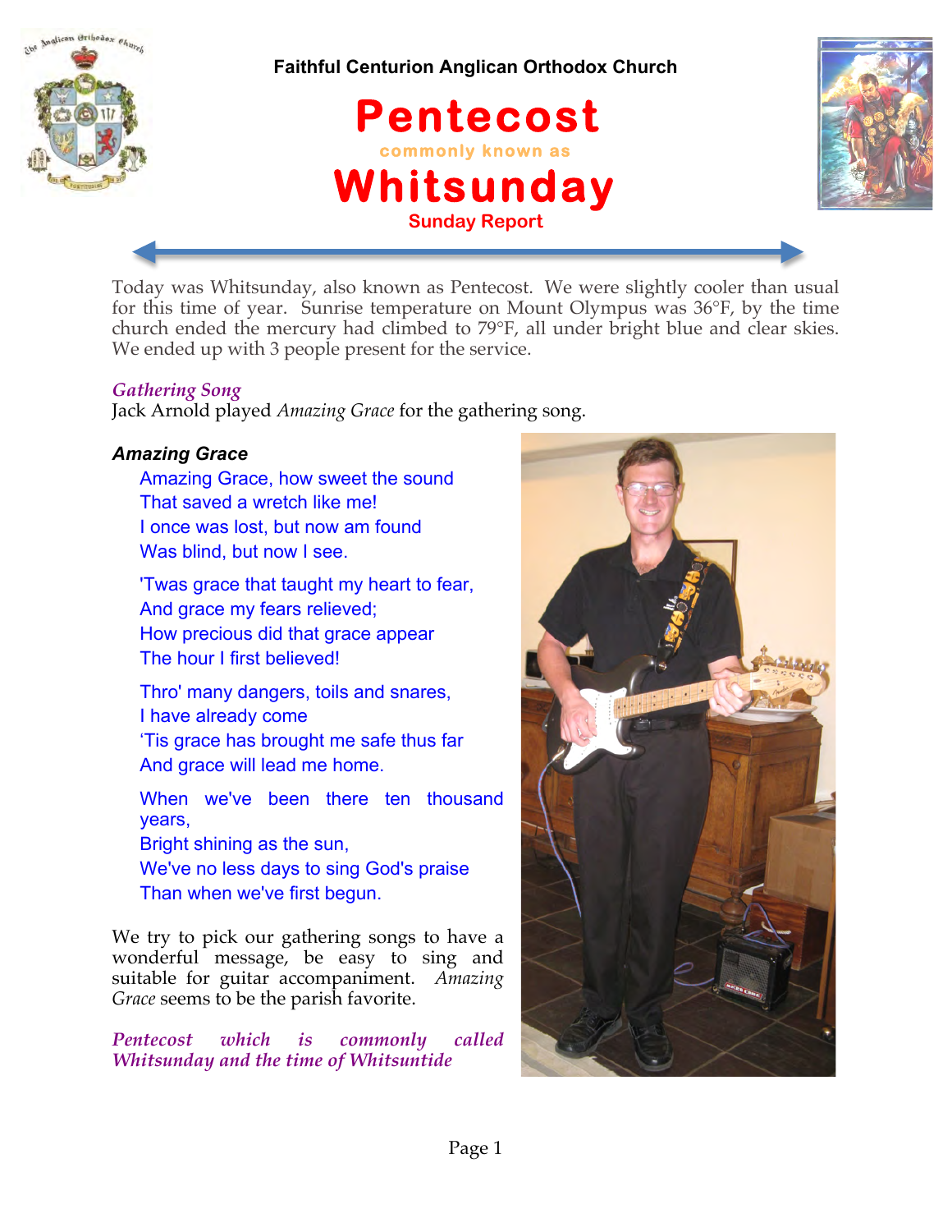Faithful Centurion Anglican Orthodox Church

# Pentecost

commonly known as

# Whitsunday

Sunday Report

Today was Whitsunday, also known as Pentecost. We were slightly cooler than usual for this time of year. Sunrise temperature on Mount Olympus was 36°F, by the time church ended the mercury had climbed to 79°F, all under bright blue and clear skies. We ended up with 3 people present for the service.

*Gathering Song*

Jack Arnold played *Amazing Grace* for the gathering song.

***Amazing Grace***

Amazing Grace, how sweet the sound
That saved a wretch like me!
I once was lost, but now am found
Was blind, but now I see.

'Twas grace that taught my heart to fear,
And grace my fears relieved;
How precious did that grace appear
The hour I first believed!

Thro' many dangers, toils and snares,
I have already come
'Tis grace has brought me safe thus far
And grace will lead me home.

When we've been there ten thousand years,
Bright shining as the sun,
We've no less days to sing God's praise
Than when we've first begun.

We try to pick our gathering songs to have a wonderful message, be easy to sing and suitable for guitar accompaniment. *Amazing Grace* seems to be the parish favorite.

*Pentecost which is commonly called Whitsunday and the time of Whitsuntide*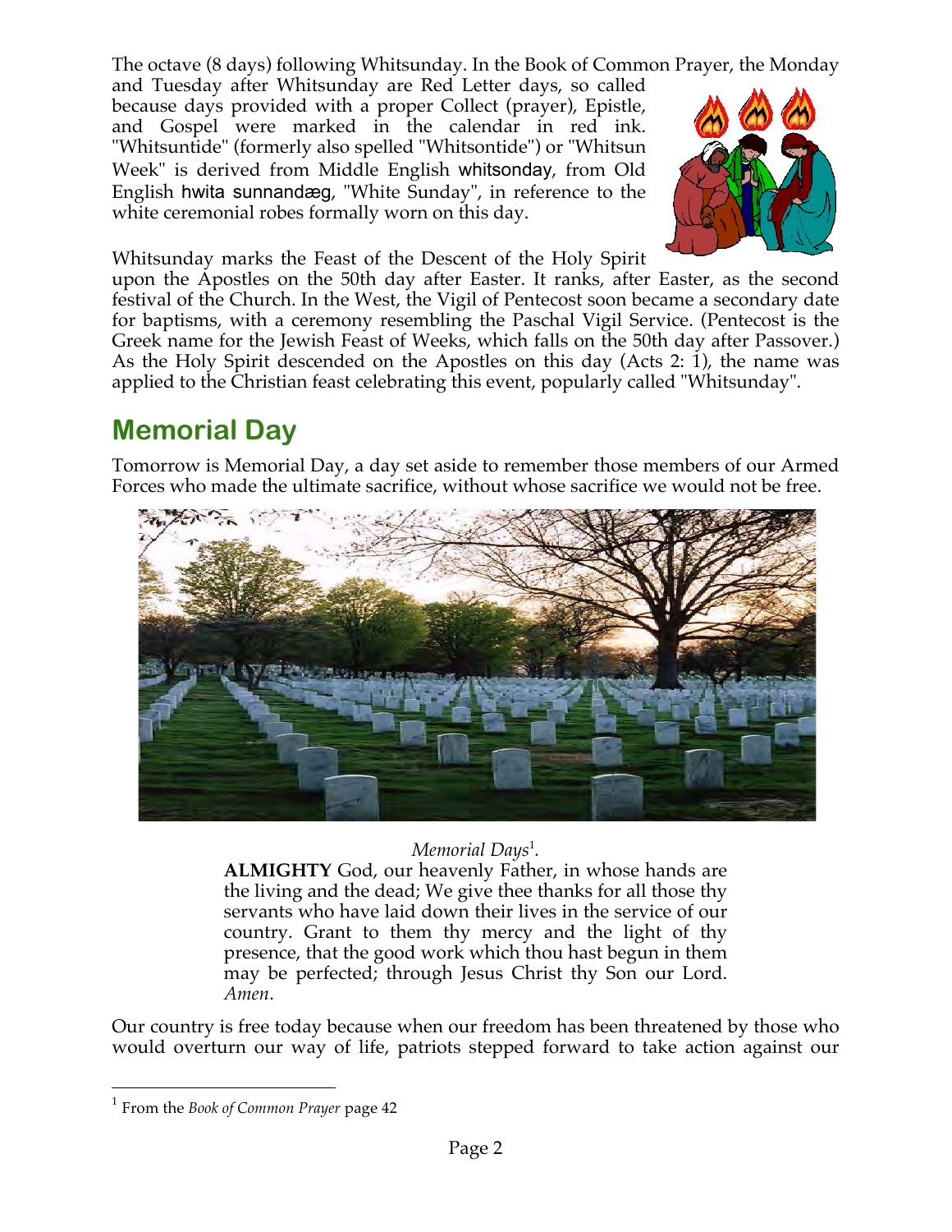The octave (8 days) following Whitsunday. In the Book of Common Prayer, the Monday and Tuesday after Whitsunday are Red Letter days, so called because days provided with a proper Collect (prayer), Epistle, and Gospel were marked in the calendar in red ink. "Whitsuntide" (formerly also spelled "Whitsontide") or "Whitsun Week" is derived from Middle English whitsonday, from Old English hwita sunnandæg, "White Sunday", in reference to the white ceremonial robes formally worn on this day.

Whitsunday marks the Feast of the Descent of the Holy Spirit upon the Apostles on the 50th day after Easter. It ranks, after Easter, as the second festival of the Church. In the West, the Vigil of Pentecost soon became a secondary date for baptisms, with a ceremony resembling the Paschal Vigil Service. (Pentecost is the Greek name for the Jewish Feast of Weeks, which falls on the 50th day after Passover.) As the Holy Spirit descended on the Apostles on this day (Acts 2: 1), the name was applied to the Christian feast celebrating this event, popularly called "Whitsunday".

## Memorial Day

Tomorrow is Memorial Day, a day set aside to remember those members of our Armed Forces who made the ultimate sacrifice, without whose sacrifice we would not be free.

*Memorial Days*[1].

**ALMIGHTY** God, our heavenly Father, in whose hands are the living and the dead; We give thee thanks for all those thy servants who have laid down their lives in the service of our country. Grant to them thy mercy and the light of thy presence, that the good work which thou hast begun in them may be perfected; through Jesus Christ thy Son our Lord. *Amen*.

Our country is free today because when our freedom has been threatened by those who would overturn our way of life, patriots stepped forward to take action against our

---

[1] From the *Book of Common Prayer* page 42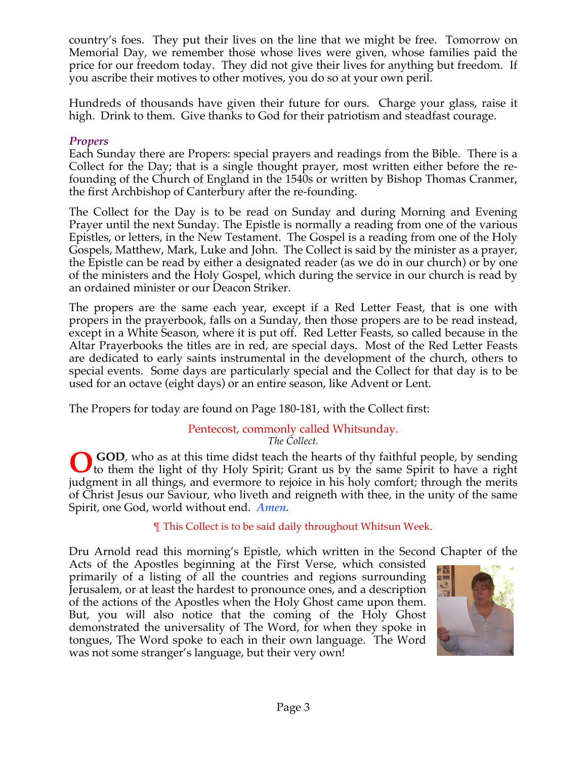country's foes. They put their lives on the line that we might be free. Tomorrow on Memorial Day, we remember those whose lives were given, whose families paid the price for our freedom today. They did not give their lives for anything but freedom. If you ascribe their motives to other motives, you do so at your own peril.

Hundreds of thousands have given their future for ours. Charge your glass, raise it high. Drink to them. Give thanks to God for their patriotism and steadfast courage.

### *Propers*

Each Sunday there are Propers: special prayers and readings from the Bible. There is a Collect for the Day; that is a single thought prayer, most written either before the re-founding of the Church of England in the 1540s or written by Bishop Thomas Cranmer, the first Archbishop of Canterbury after the re-founding.

The Collect for the Day is to be read on Sunday and during Morning and Evening Prayer until the next Sunday. The Epistle is normally a reading from one of the various Epistles, or letters, in the New Testament. The Gospel is a reading from one of the Holy Gospels, Matthew, Mark, Luke and John. The Collect is said by the minister as a prayer, the Epistle can be read by either a designated reader (as we do in our church) or by one of the ministers and the Holy Gospel, which during the service in our church is read by an ordained minister or our Deacon Striker.

The propers are the same each year, except if a Red Letter Feast, that is one with propers in the prayerbook, falls on a Sunday, then those propers are to be read instead, except in a White Season, where it is put off. Red Letter Feasts, so called because in the Altar Prayerbooks the titles are in red, are special days. Most of the Red Letter Feasts are dedicated to early saints instrumental in the development of the church, others to special events. Some days are particularly special and the Collect for that day is to be used for an octave (eight days) or an entire season, like Advent or Lent.

The Propers for today are found on Page 180-181, with the Collect first:

Pentecost, commonly called Whitsunday.

*The Collect.*

**O GOD**, who as at this time didst teach the hearts of thy faithful people, by sending to them the light of thy Holy Spirit; Grant us by the same Spirit to have a right judgment in all things, and evermore to rejoice in his holy comfort; through the merits of Christ Jesus our Saviour, who liveth and reigneth with thee, in the unity of the same Spirit, one God, world without end. ***Amen.***

¶ This Collect is to be said daily throughout Whitsun Week.

Dru Arnold read this morning's Epistle, which written in the Second Chapter of the Acts of the Apostles beginning at the First Verse, which consisted primarily of a listing of all the countries and regions surrounding Jerusalem, or at least the hardest to pronounce ones, and a description of the actions of the Apostles when the Holy Ghost came upon them. But, you will also notice that the coming of the Holy Ghost demonstrated the universality of The Word, for when they spoke in tongues, The Word spoke to each in their own language. The Word was not some stranger's language, but their very own!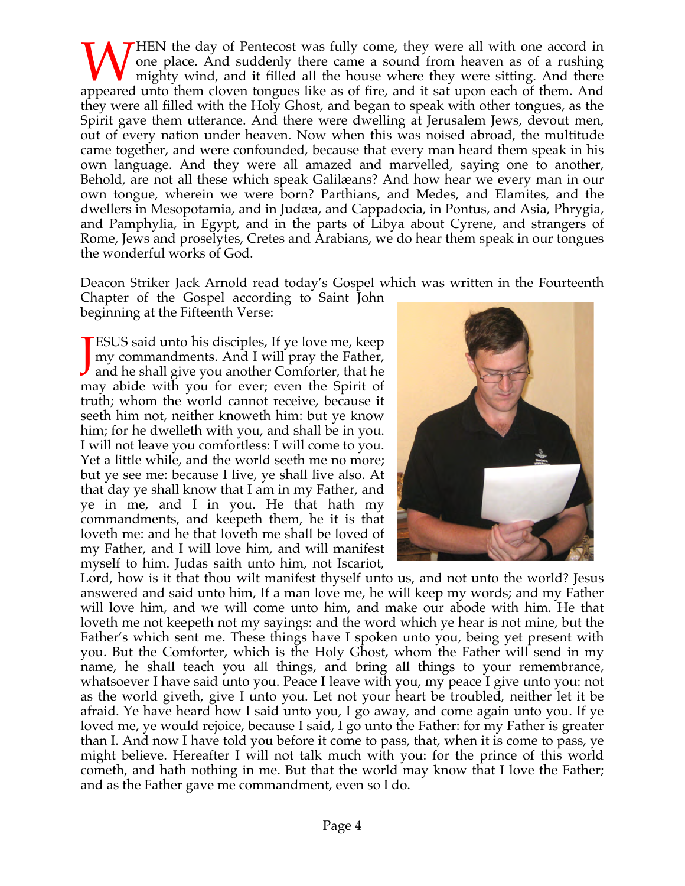WHEN the day of Pentecost was fully come, they were all with one accord in one place. And suddenly there came a sound from heaven as of a rushing mighty wind, and it filled all the house where they were sitting. And there appeared unto them cloven tongues like as of fire, and it sat upon each of them. And they were all filled with the Holy Ghost, and began to speak with other tongues, as the Spirit gave them utterance. And there were dwelling at Jerusalem Jews, devout men, out of every nation under heaven. Now when this was noised abroad, the multitude came together, and were confounded, because that every man heard them speak in his own language. And they were all amazed and marvelled, saying one to another, Behold, are not all these which speak Galilæans? And how hear we every man in our own tongue, wherein we were born? Parthians, and Medes, and Elamites, and the dwellers in Mesopotamia, and in Judæa, and Cappadocia, in Pontus, and Asia, Phrygia, and Pamphylia, in Egypt, and in the parts of Libya about Cyrene, and strangers of Rome, Jews and proselytes, Cretes and Arabians, we do hear them speak in our tongues the wonderful works of God.

Deacon Striker Jack Arnold read today's Gospel which was written in the Fourteenth Chapter of the Gospel according to Saint John beginning at the Fifteenth Verse:

JESUS said unto his disciples, If ye love me, keep my commandments. And I will pray the Father, and he shall give you another Comforter, that he may abide with you for ever; even the Spirit of truth; whom the world cannot receive, because it seeth him not, neither knoweth him: but ye know him; for he dwelleth with you, and shall be in you. I will not leave you comfortless: I will come to you. Yet a little while, and the world seeth me no more; but ye see me: because I live, ye shall live also. At that day ye shall know that I am in my Father, and ye in me, and I in you. He that hath my commandments, and keepeth them, he it is that loveth me: and he that loveth me shall be loved of my Father, and I will love him, and will manifest myself to him. Judas saith unto him, not Iscariot, Lord, how is it that thou wilt manifest thyself unto us, and not unto the world? Jesus answered and said unto him, If a man love me, he will keep my words; and my Father will love him, and we will come unto him, and make our abode with him. He that loveth me not keepeth not my sayings: and the word which ye hear is not mine, but the Father's which sent me. These things have I spoken unto you, being yet present with you. But the Comforter, which is the Holy Ghost, whom the Father will send in my name, he shall teach you all things, and bring all things to your remembrance, whatsoever I have said unto you. Peace I leave with you, my peace I give unto you: not as the world giveth, give I unto you. Let not your heart be troubled, neither let it be afraid. Ye have heard how I said unto you, I go away, and come again unto you. If ye loved me, ye would rejoice, because I said, I go unto the Father: for my Father is greater than I. And now I have told you before it come to pass, that, when it is come to pass, ye might believe. Hereafter I will not talk much with you: for the prince of this world cometh, and hath nothing in me. But that the world may know that I love the Father; and as the Father gave me commandment, even so I do.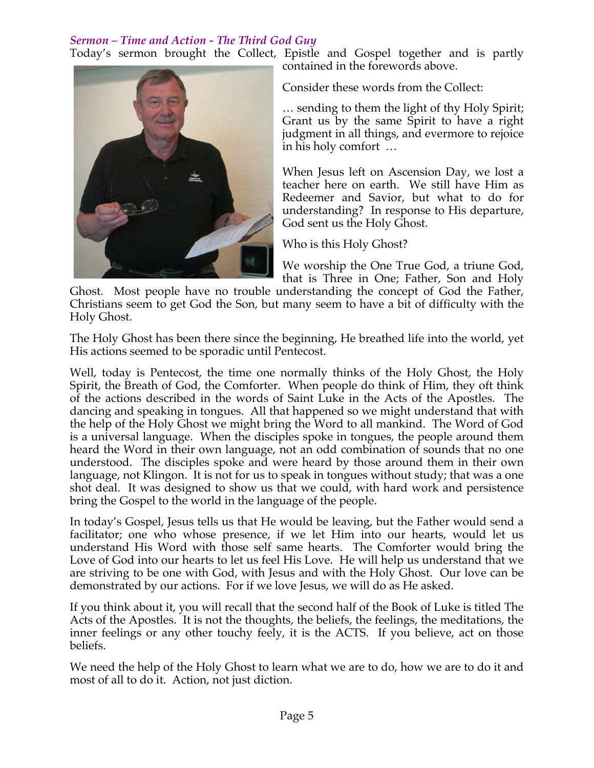### *Sermon – Time and Action - The Third God Guy*

Today's sermon brought the Collect, Epistle and Gospel together and is partly contained in the forewords above.

Consider these words from the Collect:

… sending to them the light of thy Holy Spirit; Grant us by the same Spirit to have a right judgment in all things, and evermore to rejoice in his holy comfort …

When Jesus left on Ascension Day, we lost a teacher here on earth. We still have Him as Redeemer and Savior, but what to do for understanding? In response to His departure, God sent us the Holy Ghost.

Who is this Holy Ghost?

We worship the One True God, a triune God, that is Three in One; Father, Son and Holy Ghost. Most people have no trouble understanding the concept of God the Father, Christians seem to get God the Son, but many seem to have a bit of difficulty with the Holy Ghost.

The Holy Ghost has been there since the beginning, He breathed life into the world, yet His actions seemed to be sporadic until Pentecost.

Well, today is Pentecost, the time one normally thinks of the Holy Ghost, the Holy Spirit, the Breath of God, the Comforter. When people do think of Him, they oft think of the actions described in the words of Saint Luke in the Acts of the Apostles. The dancing and speaking in tongues. All that happened so we might understand that with the help of the Holy Ghost we might bring the Word to all mankind. The Word of God is a universal language. When the disciples spoke in tongues, the people around them heard the Word in their own language, not an odd combination of sounds that no one understood. The disciples spoke and were heard by those around them in their own language, not Klingon. It is not for us to speak in tongues without study; that was a one shot deal. It was designed to show us that we could, with hard work and persistence bring the Gospel to the world in the language of the people.

In today's Gospel, Jesus tells us that He would be leaving, but the Father would send a facilitator; one who whose presence, if we let Him into our hearts, would let us understand His Word with those self same hearts. The Comforter would bring the Love of God into our hearts to let us feel His Love. He will help us understand that we are striving to be one with God, with Jesus and with the Holy Ghost. Our love can be demonstrated by our actions. For if we love Jesus, we will do as He asked.

If you think about it, you will recall that the second half of the Book of Luke is titled The Acts of the Apostles. It is not the thoughts, the beliefs, the feelings, the meditations, the inner feelings or any other touchy feely, it is the ACTS. If you believe, act on those beliefs.

We need the help of the Holy Ghost to learn what we are to do, how we are to do it and most of all to do it. Action, not just diction.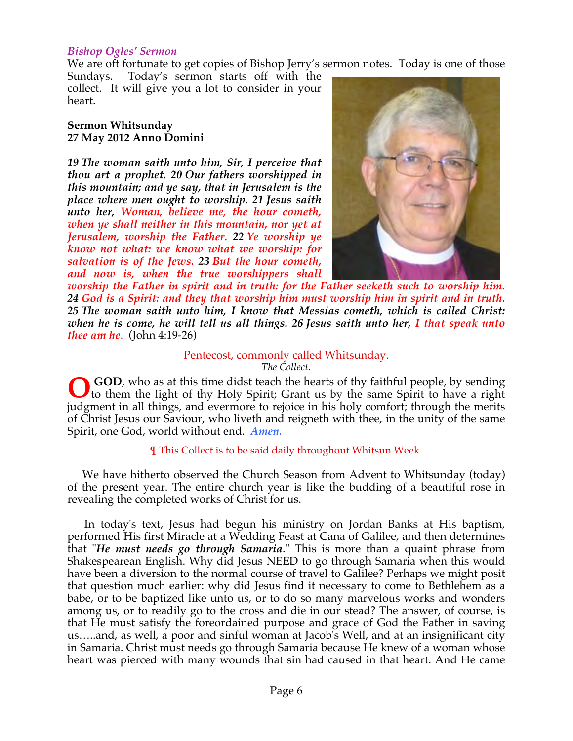### *Bishop Ogles' Sermon*

We are oft fortunate to get copies of Bishop Jerry's sermon notes. Today is one of those Sundays. Today's sermon starts off with the collect. It will give you a lot to consider in your heart.

**Sermon Whitsunday**
**27 May 2012 Anno Domini**

***19** The woman saith unto him, Sir, I perceive that thou art a prophet. **20** Our fathers worshipped in this mountain; and ye say, that in Jerusalem is the place where men ought to worship. **21** Jesus saith unto her, Woman, believe me, the hour cometh, when ye shall neither in this mountain, nor yet at Jerusalem, worship the Father. **22** Ye worship ye know not what: we know what we worship: for salvation is of the Jews. **23** But the hour cometh, and now is, when the true worshippers shall worship the Father in spirit and in truth: for the Father seeketh such to worship him. **24** God is a Spirit: and they that worship him must worship him in spirit and in truth. **25** The woman saith unto him, I know that Messias cometh, which is called Christ: when he is come, he will tell us all things. **26** Jesus saith unto her, I that speak unto thee am he.* (John 4:19-26)

Pentecost, commonly called Whitsunday.
*The Collect.*

**O GOD**, who as at this time didst teach the hearts of thy faithful people, by sending to them the light of thy Holy Spirit; Grant us by the same Spirit to have a right judgment in all things, and evermore to rejoice in his holy comfort; through the merits of Christ Jesus our Saviour, who liveth and reigneth with thee, in the unity of the same Spirit, one God, world without end. ***Amen.***

¶ This Collect is to be said daily throughout Whitsun Week.

We have hitherto observed the Church Season from Advent to Whitsunday (today) of the present year. The entire church year is like the budding of a beautiful rose in revealing the completed works of Christ for us.

In today's text, Jesus had begun his ministry on Jordan Banks at His baptism, performed His first Miracle at a Wedding Feast at Cana of Galilee, and then determines that "***He must needs go through Samaria***." This is more than a quaint phrase from Shakespearean English. Why did Jesus NEED to go through Samaria when this would have been a diversion to the normal course of travel to Galilee? Perhaps we might posit that question much earlier: why did Jesus find it necessary to come to Bethlehem as a babe, or to be baptized like unto us, or to do so many marvelous works and wonders among us, or to readily go to the cross and die in our stead? The answer, of course, is that He must satisfy the foreordained purpose and grace of God the Father in saving us…..and, as well, a poor and sinful woman at Jacob's Well, and at an insignificant city in Samaria. Christ must needs go through Samaria because He knew of a woman whose heart was pierced with many wounds that sin had caused in that heart. And He came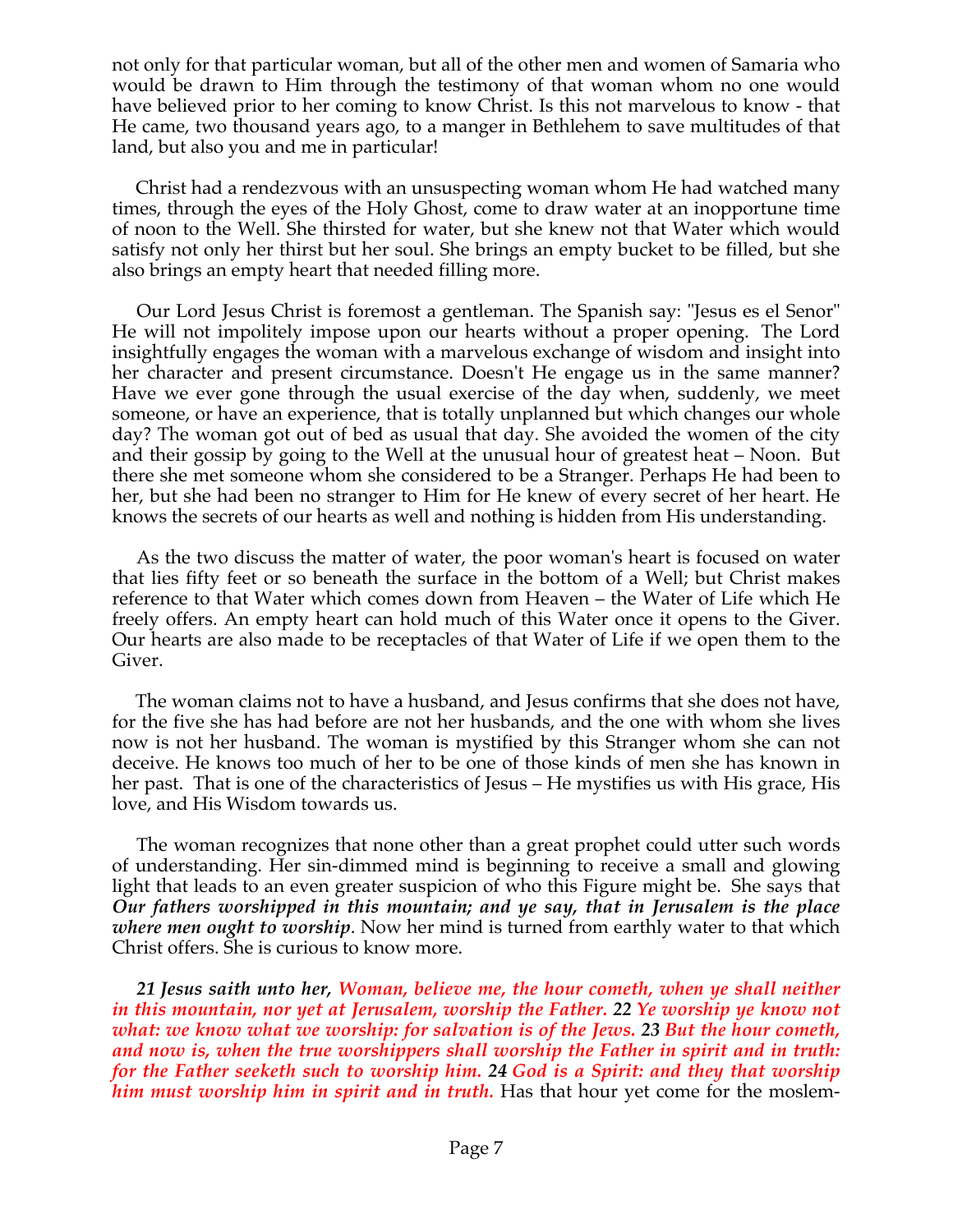not only for that particular woman, but all of the other men and women of Samaria who would be drawn to Him through the testimony of that woman whom no one would have believed prior to her coming to know Christ. Is this not marvelous to know - that He came, two thousand years ago, to a manger in Bethlehem to save multitudes of that land, but also you and me in particular!

Christ had a rendezvous with an unsuspecting woman whom He had watched many times, through the eyes of the Holy Ghost, come to draw water at an inopportune time of noon to the Well. She thirsted for water, but she knew not that Water which would satisfy not only her thirst but her soul. She brings an empty bucket to be filled, but she also brings an empty heart that needed filling more.

Our Lord Jesus Christ is foremost a gentleman. The Spanish say: "Jesus es el Senor" He will not impolitely impose upon our hearts without a proper opening. The Lord insightfully engages the woman with a marvelous exchange of wisdom and insight into her character and present circumstance. Doesn't He engage us in the same manner? Have we ever gone through the usual exercise of the day when, suddenly, we meet someone, or have an experience, that is totally unplanned but which changes our whole day? The woman got out of bed as usual that day. She avoided the women of the city and their gossip by going to the Well at the unusual hour of greatest heat – Noon. But there she met someone whom she considered to be a Stranger. Perhaps He had been to her, but she had been no stranger to Him for He knew of every secret of her heart. He knows the secrets of our hearts as well and nothing is hidden from His understanding.

As the two discuss the matter of water, the poor woman's heart is focused on water that lies fifty feet or so beneath the surface in the bottom of a Well; but Christ makes reference to that Water which comes down from Heaven – the Water of Life which He freely offers. An empty heart can hold much of this Water once it opens to the Giver. Our hearts are also made to be receptacles of that Water of Life if we open them to the Giver.

The woman claims not to have a husband, and Jesus confirms that she does not have, for the five she has had before are not her husbands, and the one with whom she lives now is not her husband. The woman is mystified by this Stranger whom she can not deceive. He knows too much of her to be one of those kinds of men she has known in her past. That is one of the characteristics of Jesus – He mystifies us with His grace, His love, and His Wisdom towards us.

The woman recognizes that none other than a great prophet could utter such words of understanding. Her sin-dimmed mind is beginning to receive a small and glowing light that leads to an even greater suspicion of who this Figure might be. She says that ***Our fathers worshipped in this mountain; and ye say, that in Jerusalem is the place where men ought to worship***. Now her mind is turned from earthly water to that which Christ offers. She is curious to know more.

***21 Jesus saith unto her, Woman, believe me, the hour cometh, when ye shall neither in this mountain, nor yet at Jerusalem, worship the Father. 22 Ye worship ye know not what: we know what we worship: for salvation is of the Jews. 23 But the hour cometh, and now is, when the true worshippers shall worship the Father in spirit and in truth: for the Father seeketh such to worship him. 24 God is a Spirit: and they that worship him must worship him in spirit and in truth.*** Has that hour yet come for the moslem-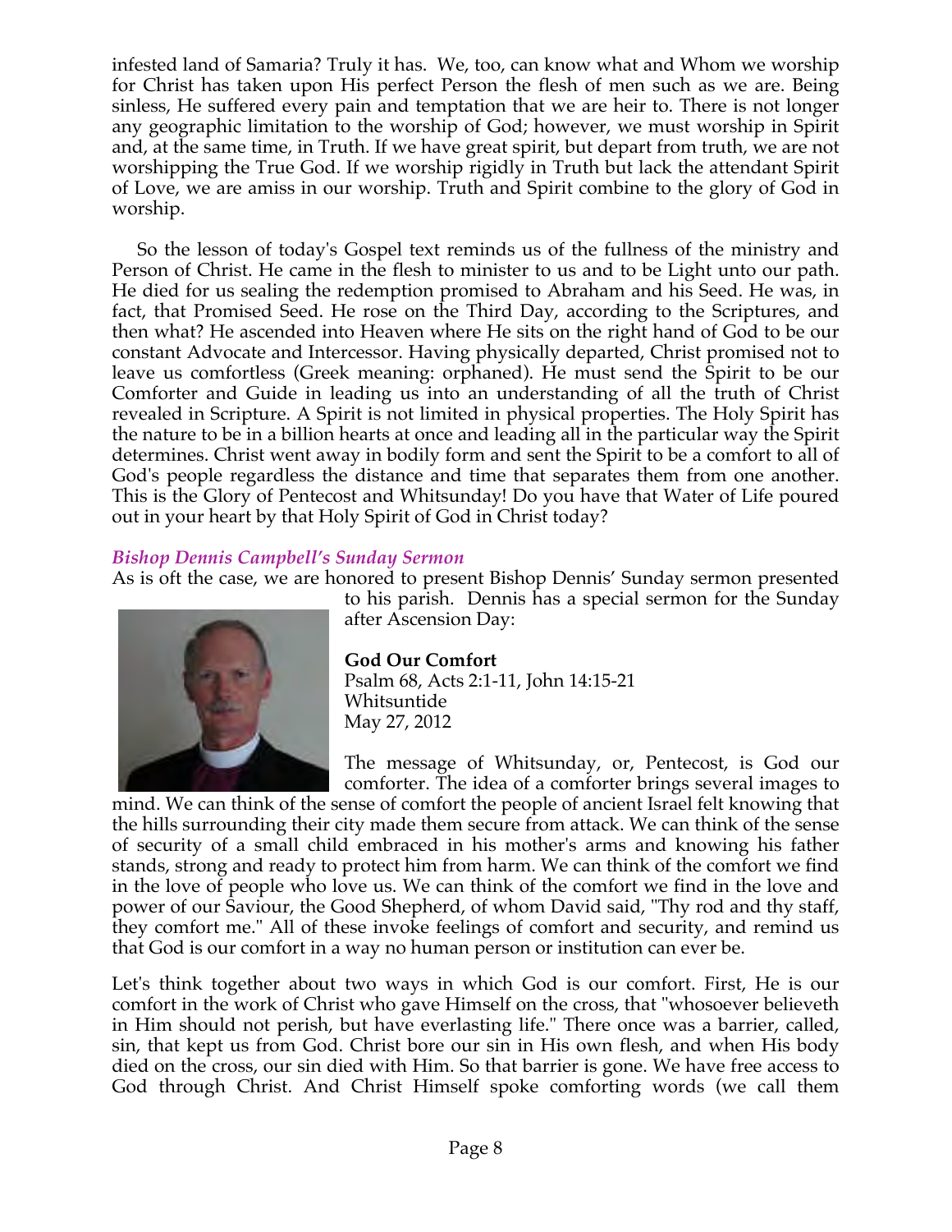infested land of Samaria? Truly it has. We, too, can know what and Whom we worship for Christ has taken upon His perfect Person the flesh of men such as we are. Being sinless, He suffered every pain and temptation that we are heir to. There is not longer any geographic limitation to the worship of God; however, we must worship in Spirit and, at the same time, in Truth. If we have great spirit, but depart from truth, we are not worshipping the True God. If we worship rigidly in Truth but lack the attendant Spirit of Love, we are amiss in our worship. Truth and Spirit combine to the glory of God in worship.

So the lesson of today's Gospel text reminds us of the fullness of the ministry and Person of Christ. He came in the flesh to minister to us and to be Light unto our path. He died for us sealing the redemption promised to Abraham and his Seed. He was, in fact, that Promised Seed. He rose on the Third Day, according to the Scriptures, and then what? He ascended into Heaven where He sits on the right hand of God to be our constant Advocate and Intercessor. Having physically departed, Christ promised not to leave us comfortless (Greek meaning: orphaned). He must send the Spirit to be our Comforter and Guide in leading us into an understanding of all the truth of Christ revealed in Scripture. A Spirit is not limited in physical properties. The Holy Spirit has the nature to be in a billion hearts at once and leading all in the particular way the Spirit determines. Christ went away in bodily form and sent the Spirit to be a comfort to all of God's people regardless the distance and time that separates them from one another. This is the Glory of Pentecost and Whitsunday! Do you have that Water of Life poured out in your heart by that Holy Spirit of God in Christ today?

***Bishop Dennis Campbell's Sunday Sermon***

As is oft the case, we are honored to present Bishop Dennis' Sunday sermon presented to his parish. Dennis has a special sermon for the Sunday after Ascension Day:

**God Our Comfort**
Psalm 68, Acts 2:1-11, John 14:15-21
Whitsuntide
May 27, 2012

The message of Whitsunday, or, Pentecost, is God our comforter. The idea of a comforter brings several images to mind. We can think of the sense of comfort the people of ancient Israel felt knowing that the hills surrounding their city made them secure from attack. We can think of the sense of security of a small child embraced in his mother's arms and knowing his father stands, strong and ready to protect him from harm. We can think of the comfort we find in the love of people who love us. We can think of the comfort we find in the love and power of our Saviour, the Good Shepherd, of whom David said, "Thy rod and thy staff, they comfort me." All of these invoke feelings of comfort and security, and remind us that God is our comfort in a way no human person or institution can ever be.

Let's think together about two ways in which God is our comfort. First, He is our comfort in the work of Christ who gave Himself on the cross, that "whosoever believeth in Him should not perish, but have everlasting life." There once was a barrier, called, sin, that kept us from God. Christ bore our sin in His own flesh, and when His body died on the cross, our sin died with Him. So that barrier is gone. We have free access to God through Christ. And Christ Himself spoke comforting words (we call them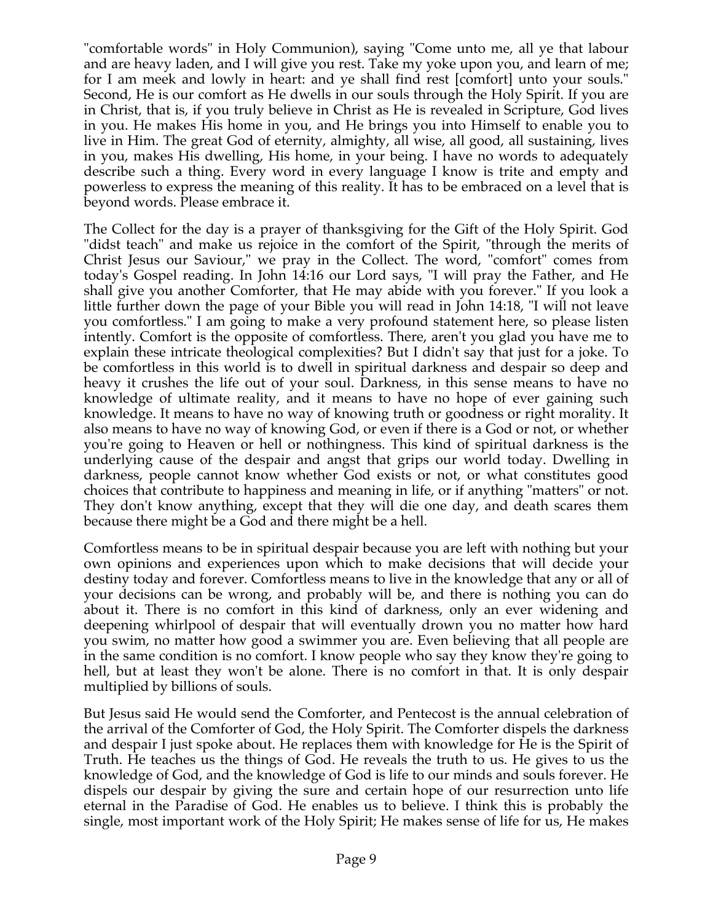"comfortable words" in Holy Communion), saying "Come unto me, all ye that labour and are heavy laden, and I will give you rest. Take my yoke upon you, and learn of me; for I am meek and lowly in heart: and ye shall find rest [comfort] unto your souls." Second, He is our comfort as He dwells in our souls through the Holy Spirit. If you are in Christ, that is, if you truly believe in Christ as He is revealed in Scripture, God lives in you. He makes His home in you, and He brings you into Himself to enable you to live in Him. The great God of eternity, almighty, all wise, all good, all sustaining, lives in you, makes His dwelling, His home, in your being. I have no words to adequately describe such a thing. Every word in every language I know is trite and empty and powerless to express the meaning of this reality. It has to be embraced on a level that is beyond words. Please embrace it.

The Collect for the day is a prayer of thanksgiving for the Gift of the Holy Spirit. God "didst teach" and make us rejoice in the comfort of the Spirit, "through the merits of Christ Jesus our Saviour," we pray in the Collect. The word, "comfort" comes from today's Gospel reading. In John 14:16 our Lord says, "I will pray the Father, and He shall give you another Comforter, that He may abide with you forever." If you look a little further down the page of your Bible you will read in John 14:18, "I will not leave you comfortless." I am going to make a very profound statement here, so please listen intently. Comfort is the opposite of comfortless. There, aren't you glad you have me to explain these intricate theological complexities? But I didn't say that just for a joke. To be comfortless in this world is to dwell in spiritual darkness and despair so deep and heavy it crushes the life out of your soul. Darkness, in this sense means to have no knowledge of ultimate reality, and it means to have no hope of ever gaining such knowledge. It means to have no way of knowing truth or goodness or right morality. It also means to have no way of knowing God, or even if there is a God or not, or whether you're going to Heaven or hell or nothingness. This kind of spiritual darkness is the underlying cause of the despair and angst that grips our world today. Dwelling in darkness, people cannot know whether God exists or not, or what constitutes good choices that contribute to happiness and meaning in life, or if anything "matters" or not. They don't know anything, except that they will die one day, and death scares them because there might be a God and there might be a hell.

Comfortless means to be in spiritual despair because you are left with nothing but your own opinions and experiences upon which to make decisions that will decide your destiny today and forever. Comfortless means to live in the knowledge that any or all of your decisions can be wrong, and probably will be, and there is nothing you can do about it. There is no comfort in this kind of darkness, only an ever widening and deepening whirlpool of despair that will eventually drown you no matter how hard you swim, no matter how good a swimmer you are. Even believing that all people are in the same condition is no comfort. I know people who say they know they're going to hell, but at least they won't be alone. There is no comfort in that. It is only despair multiplied by billions of souls.

But Jesus said He would send the Comforter, and Pentecost is the annual celebration of the arrival of the Comforter of God, the Holy Spirit. The Comforter dispels the darkness and despair I just spoke about. He replaces them with knowledge for He is the Spirit of Truth. He teaches us the things of God. He reveals the truth to us. He gives to us the knowledge of God, and the knowledge of God is life to our minds and souls forever. He dispels our despair by giving the sure and certain hope of our resurrection unto life eternal in the Paradise of God. He enables us to believe. I think this is probably the single, most important work of the Holy Spirit; He makes sense of life for us, He makes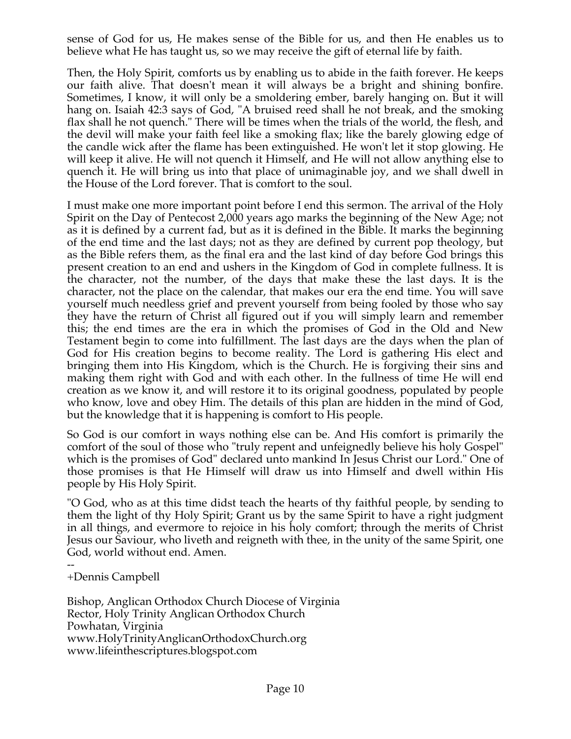sense of God for us, He makes sense of the Bible for us, and then He enables us to believe what He has taught us, so we may receive the gift of eternal life by faith.

Then, the Holy Spirit, comforts us by enabling us to abide in the faith forever. He keeps our faith alive. That doesn't mean it will always be a bright and shining bonfire. Sometimes, I know, it will only be a smoldering ember, barely hanging on. But it will hang on. Isaiah 42:3 says of God, "A bruised reed shall he not break, and the smoking flax shall he not quench." There will be times when the trials of the world, the flesh, and the devil will make your faith feel like a smoking flax; like the barely glowing edge of the candle wick after the flame has been extinguished. He won't let it stop glowing. He will keep it alive. He will not quench it Himself, and He will not allow anything else to quench it. He will bring us into that place of unimaginable joy, and we shall dwell in the House of the Lord forever. That is comfort to the soul.

I must make one more important point before I end this sermon. The arrival of the Holy Spirit on the Day of Pentecost 2,000 years ago marks the beginning of the New Age; not as it is defined by a current fad, but as it is defined in the Bible. It marks the beginning of the end time and the last days; not as they are defined by current pop theology, but as the Bible refers them, as the final era and the last kind of day before God brings this present creation to an end and ushers in the Kingdom of God in complete fullness. It is the character, not the number, of the days that make these the last days. It is the character, not the place on the calendar, that makes our era the end time. You will save yourself much needless grief and prevent yourself from being fooled by those who say they have the return of Christ all figured out if you will simply learn and remember this; the end times are the era in which the promises of God in the Old and New Testament begin to come into fulfillment. The last days are the days when the plan of God for His creation begins to become reality. The Lord is gathering His elect and bringing them into His Kingdom, which is the Church. He is forgiving their sins and making them right with God and with each other. In the fullness of time He will end creation as we know it, and will restore it to its original goodness, populated by people who know, love and obey Him. The details of this plan are hidden in the mind of God, but the knowledge that it is happening is comfort to His people.

So God is our comfort in ways nothing else can be. And His comfort is primarily the comfort of the soul of those who "truly repent and unfeignedly believe his holy Gospel" which is the promises of God" declared unto mankind In Jesus Christ our Lord." One of those promises is that He Himself will draw us into Himself and dwell within His people by His Holy Spirit.

"O God, who as at this time didst teach the hearts of thy faithful people, by sending to them the light of thy Holy Spirit; Grant us by the same Spirit to have a right judgment in all things, and evermore to rejoice in his holy comfort; through the merits of Christ Jesus our Saviour, who liveth and reigneth with thee, in the unity of the same Spirit, one God, world without end. Amen.

--
+Dennis Campbell

Bishop, Anglican Orthodox Church Diocese of Virginia
Rector, Holy Trinity Anglican Orthodox Church
Powhatan, Virginia
www.HolyTrinityAnglicanOrthodoxChurch.org
www.lifeinthescriptures.blogspot.com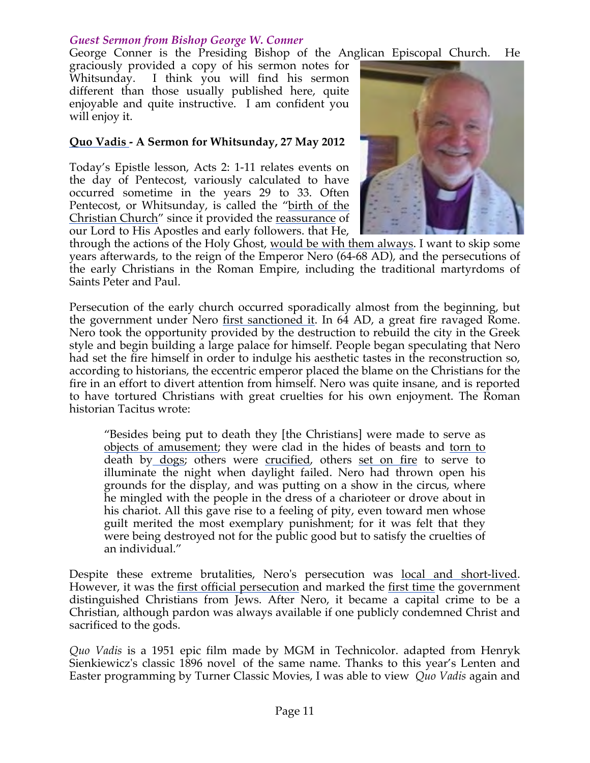*Guest Sermon from Bishop George W. Conner*

George Conner is the Presiding Bishop of the Anglican Episcopal Church. He graciously provided a copy of his sermon notes for Whitsunday. I think you will find his sermon different than those usually published here, quite enjoyable and quite instructive. I am confident you will enjoy it.

**Quo Vadis - A Sermon for Whitsunday, 27 May 2012**

Today's Epistle lesson, Acts 2: 1-11 relates events on the day of Pentecost, variously calculated to have occurred sometime in the years 29 to 33. Often Pentecost, or Whitsunday, is called the "birth of the Christian Church" since it provided the reassurance of our Lord to His Apostles and early followers. that He, through the actions of the Holy Ghost, would be with them always. I want to skip some years afterwards, to the reign of the Emperor Nero (64-68 AD), and the persecutions of the early Christians in the Roman Empire, including the traditional martyrdoms of Saints Peter and Paul.

Persecution of the early church occurred sporadically almost from the beginning, but the government under Nero first sanctioned it. In 64 AD, a great fire ravaged Rome. Nero took the opportunity provided by the destruction to rebuild the city in the Greek style and begin building a large palace for himself. People began speculating that Nero had set the fire himself in order to indulge his aesthetic tastes in the reconstruction so, according to historians, the eccentric emperor placed the blame on the Christians for the fire in an effort to divert attention from himself. Nero was quite insane, and is reported to have tortured Christians with great cruelties for his own enjoyment. The Roman historian Tacitus wrote:

> "Besides being put to death they [the Christians] were made to serve as objects of amusement; they were clad in the hides of beasts and torn to death by dogs; others were crucified, others set on fire to serve to illuminate the night when daylight failed. Nero had thrown open his grounds for the display, and was putting on a show in the circus, where he mingled with the people in the dress of a charioteer or drove about in his chariot. All this gave rise to a feeling of pity, even toward men whose guilt merited the most exemplary punishment; for it was felt that they were being destroyed not for the public good but to satisfy the cruelties of an individual."

Despite these extreme brutalities, Nero's persecution was local and short-lived. However, it was the first official persecution and marked the first time the government distinguished Christians from Jews. After Nero, it became a capital crime to be a Christian, although pardon was always available if one publicly condemned Christ and sacrificed to the gods.

*Quo Vadis* is a 1951 epic film made by MGM in Technicolor. adapted from Henryk Sienkiewicz's classic 1896 novel of the same name. Thanks to this year's Lenten and Easter programming by Turner Classic Movies, I was able to view *Quo Vadis* again and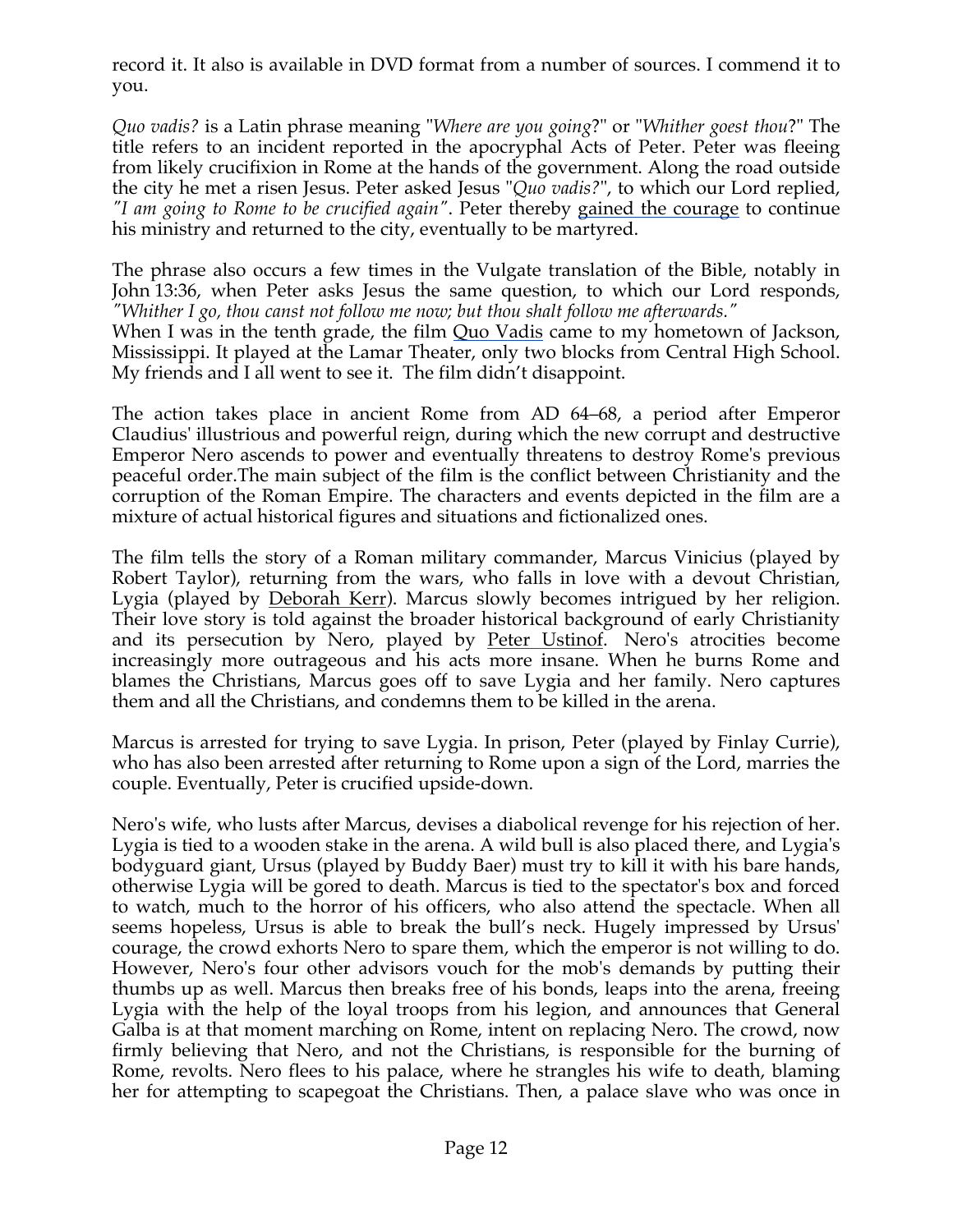record it. It also is available in DVD format from a number of sources. I commend it to you.

*Quo vadis?* is a Latin phrase meaning "*Where are you going*?" or "*Whither goest thou*?" The title refers to an incident reported in the apocryphal Acts of Peter. Peter was fleeing from likely crucifixion in Rome at the hands of the government. Along the road outside the city he met a risen Jesus. Peter asked Jesus "*Quo vadis?*", to which our Lord replied, *"I am going to Rome to be crucified again"*. Peter thereby gained the courage to continue his ministry and returned to the city, eventually to be martyred.

The phrase also occurs a few times in the Vulgate translation of the Bible, notably in John 13:36, when Peter asks Jesus the same question, to which our Lord responds, *"Whither I go, thou canst not follow me now; but thou shalt follow me afterwards."*
When I was in the tenth grade, the film Quo Vadis came to my hometown of Jackson, Mississippi. It played at the Lamar Theater, only two blocks from Central High School. My friends and I all went to see it. The film didn't disappoint.

The action takes place in ancient Rome from AD 64–68, a period after Emperor Claudius' illustrious and powerful reign, during which the new corrupt and destructive Emperor Nero ascends to power and eventually threatens to destroy Rome's previous peaceful order.The main subject of the film is the conflict between Christianity and the corruption of the Roman Empire. The characters and events depicted in the film are a mixture of actual historical figures and situations and fictionalized ones.

The film tells the story of a Roman military commander, Marcus Vinicius (played by Robert Taylor), returning from the wars, who falls in love with a devout Christian, Lygia (played by Deborah Kerr). Marcus slowly becomes intrigued by her religion. Their love story is told against the broader historical background of early Christianity and its persecution by Nero, played by Peter Ustinof. Nero's atrocities become increasingly more outrageous and his acts more insane. When he burns Rome and blames the Christians, Marcus goes off to save Lygia and her family. Nero captures them and all the Christians, and condemns them to be killed in the arena.

Marcus is arrested for trying to save Lygia. In prison, Peter (played by Finlay Currie), who has also been arrested after returning to Rome upon a sign of the Lord, marries the couple. Eventually, Peter is crucified upside-down.

Nero's wife, who lusts after Marcus, devises a diabolical revenge for his rejection of her. Lygia is tied to a wooden stake in the arena. A wild bull is also placed there, and Lygia's bodyguard giant, Ursus (played by Buddy Baer) must try to kill it with his bare hands, otherwise Lygia will be gored to death. Marcus is tied to the spectator's box and forced to watch, much to the horror of his officers, who also attend the spectacle. When all seems hopeless, Ursus is able to break the bull's neck. Hugely impressed by Ursus' courage, the crowd exhorts Nero to spare them, which the emperor is not willing to do. However, Nero's four other advisors vouch for the mob's demands by putting their thumbs up as well. Marcus then breaks free of his bonds, leaps into the arena, freeing Lygia with the help of the loyal troops from his legion, and announces that General Galba is at that moment marching on Rome, intent on replacing Nero. The crowd, now firmly believing that Nero, and not the Christians, is responsible for the burning of Rome, revolts. Nero flees to his palace, where he strangles his wife to death, blaming her for attempting to scapegoat the Christians. Then, a palace slave who was once in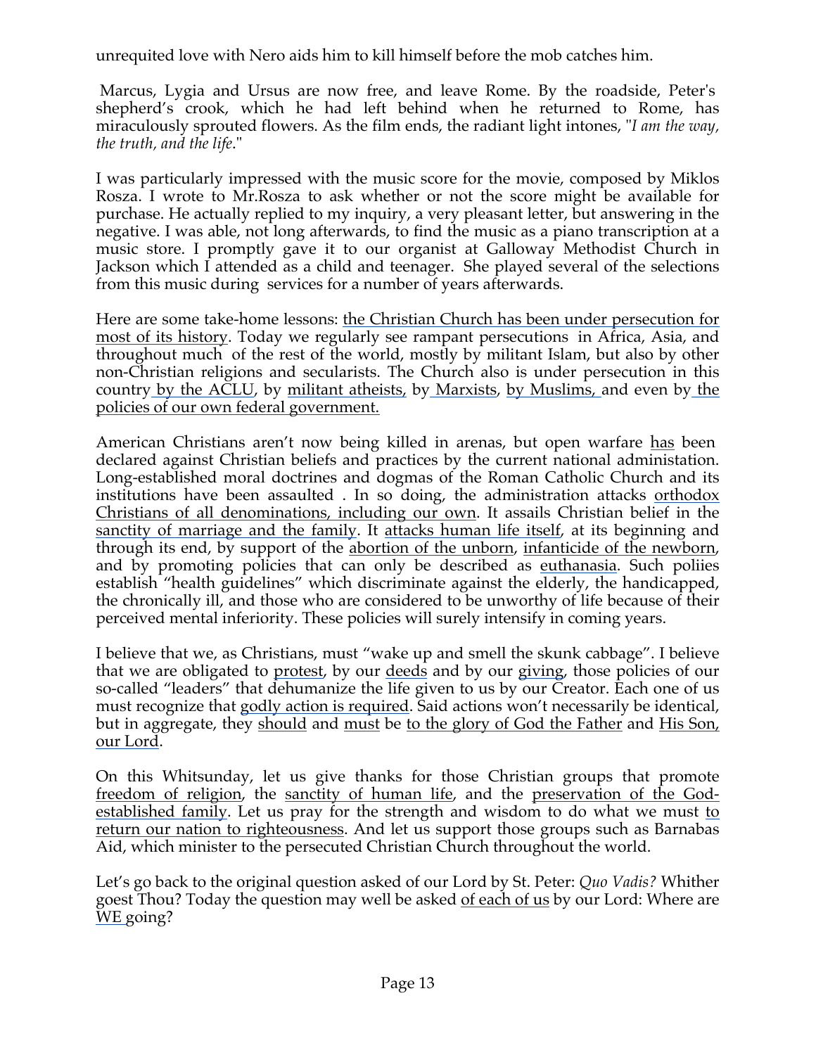unrequited love with Nero aids him to kill himself before the mob catches him.

Marcus, Lygia and Ursus are now free, and leave Rome. By the roadside, Peter's shepherd's crook, which he had left behind when he returned to Rome, has miraculously sprouted flowers. As the film ends, the radiant light intones, "*I am the way, the truth, and the life*."

I was particularly impressed with the music score for the movie, composed by Miklos Rosza. I wrote to Mr.Rosza to ask whether or not the score might be available for purchase. He actually replied to my inquiry, a very pleasant letter, but answering in the negative. I was able, not long afterwards, to find the music as a piano transcription at a music store. I promptly gave it to our organist at Galloway Methodist Church in Jackson which I attended as a child and teenager. She played several of the selections from this music during services for a number of years afterwards.

Here are some take-home lessons: <u>the Christian Church has been under persecution for most of its history</u>. Today we regularly see rampant persecutions in Africa, Asia, and throughout much of the rest of the world, mostly by militant Islam, but also by other non-Christian religions and secularists. The Church also is under persecution in this country <u>by the ACLU</u>, by <u>militant atheists</u>, by <u>Marxists</u>, <u>by Muslims,</u> and even by <u>the policies of our own federal government.</u>

American Christians aren't now being killed in arenas, but open warfare <u>has</u> been declared against Christian beliefs and practices by the current national administation. Long-established moral doctrines and dogmas of the Roman Catholic Church and its institutions have been assaulted . In so doing, the administration attacks <u>orthodox Christians of all denominations, including our own</u>. It assails Christian belief in the <u>sanctity of marriage and the family</u>. It <u>attacks human life itself</u>, at its beginning and through its end, by support of the <u>abortion of the unborn</u>, <u>infanticide of the newborn</u>, and by promoting policies that can only be described as <u>euthanasia</u>. Such poliies establish "health guidelines" which discriminate against the elderly, the handicapped, the chronically ill, and those who are considered to be unworthy of life because of their perceived mental inferiority. These policies will surely intensify in coming years.

I believe that we, as Christians, must "wake up and smell the skunk cabbage". I believe that we are obligated to <u>protest</u>, by our <u>deeds</u> and by our <u>giving</u>, those policies of our so-called "leaders" that dehumanize the life given to us by our Creator. Each one of us must recognize that <u>godly action is required</u>. Said actions won't necessarily be identical, but in aggregate, they <u>should</u> and <u>must</u> be <u>to the glory of God the Father</u> and <u>His Son, our Lord</u>.

On this Whitsunday, let us give thanks for those Christian groups that promote <u>freedom of religion</u>, the <u>sanctity of human life</u>, and the <u>preservation of the God-established family</u>. Let us pray for the strength and wisdom to do what we must <u>to return our nation to righteousness</u>. And let us support those groups such as Barnabas Aid, which minister to the persecuted Christian Church throughout the world.

Let's go back to the original question asked of our Lord by St. Peter: *Quo Vadis?* Whither goest Thou? Today the question may well be asked <u>of each of us</u> by our Lord: Where are <u>WE</u> going?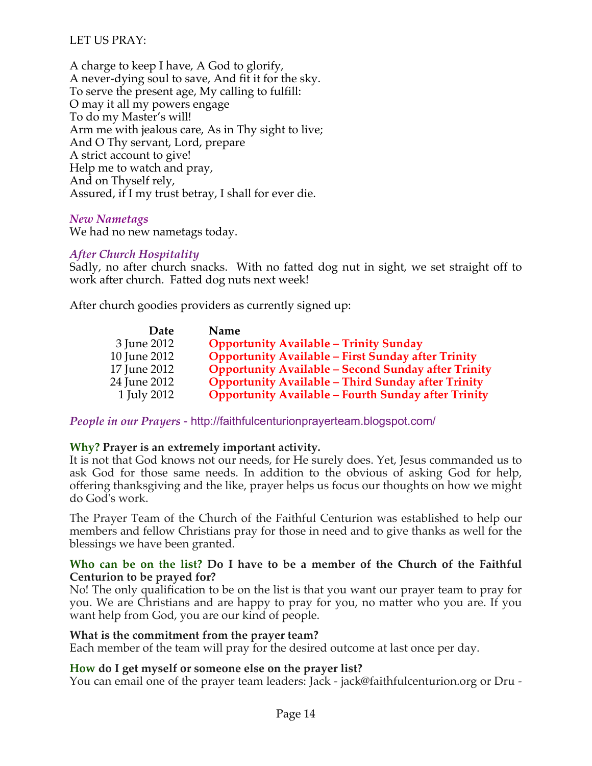LET US PRAY:

A charge to keep I have, A God to glorify,
A never-dying soul to save, And fit it for the sky.
To serve the present age, My calling to fulfill:
O may it all my powers engage
To do my Master's will!
Arm me with jealous care, As in Thy sight to live;
And O Thy servant, Lord, prepare
A strict account to give!
Help me to watch and pray,
And on Thyself rely,
Assured, if I my trust betray, I shall for ever die.

### *New Nametags*

We had no new nametags today.

### *After Church Hospitality*

Sadly, no after church snacks. With no fatted dog nut in sight, we set straight off to work after church. Fatted dog nuts next week!

After church goodies providers as currently signed up:

| Date | Name |
|---:|---|
| 3 June 2012 | **Opportunity Available – Trinity Sunday** |
| 10 June 2012 | **Opportunity Available – First Sunday after Trinity** |
| 17 June 2012 | **Opportunity Available – Second Sunday after Trinity** |
| 24 June 2012 | **Opportunity Available – Third Sunday after Trinity** |
| 1 July 2012 | **Opportunity Available – Fourth Sunday after Trinity** |

### *People in our Prayers* - http://faithfulcenturionprayerteam.blogspot.com/

**Why? Prayer is an extremely important activity.**

It is not that God knows not our needs, for He surely does. Yet, Jesus commanded us to ask God for those same needs. In addition to the obvious of asking God for help, offering thanksgiving and the like, prayer helps us focus our thoughts on how we might do God's work.

The Prayer Team of the Church of the Faithful Centurion was established to help our members and fellow Christians pray for those in need and to give thanks as well for the blessings we have been granted.

**Who can be on the list? Do I have to be a member of the Church of the Faithful Centurion to be prayed for?**

No! The only qualification to be on the list is that you want our prayer team to pray for you. We are Christians and are happy to pray for you, no matter who you are. If you want help from God, you are our kind of people.

**What is the commitment from the prayer team?**

Each member of the team will pray for the desired outcome at last once per day.

**How do I get myself or someone else on the prayer list?**

You can email one of the prayer team leaders: Jack - jack@faithfulcenturion.org or Dru -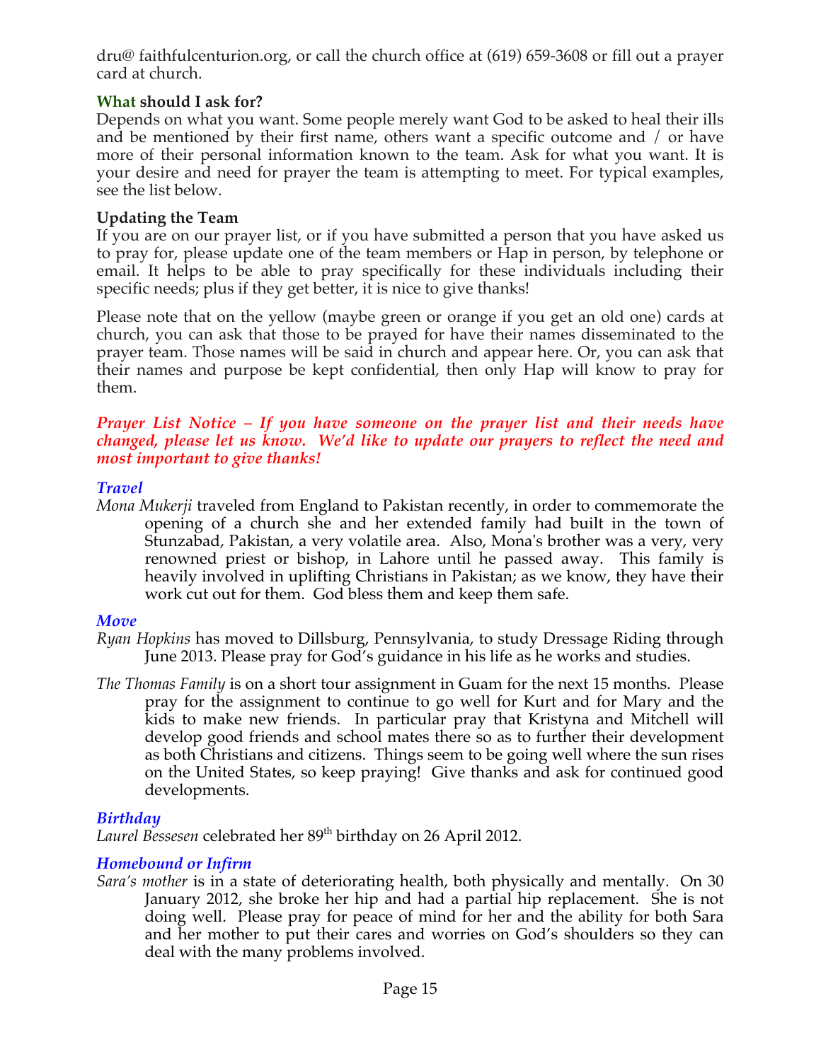dru@ faithfulcenturion.org, or call the church office at (619) 659-3608 or fill out a prayer card at church.

**What should I ask for?**

Depends on what you want. Some people merely want God to be asked to heal their ills and be mentioned by their first name, others want a specific outcome and / or have more of their personal information known to the team. Ask for what you want. It is your desire and need for prayer the team is attempting to meet. For typical examples, see the list below.

**Updating the Team**

If you are on our prayer list, or if you have submitted a person that you have asked us to pray for, please update one of the team members or Hap in person, by telephone or email. It helps to be able to pray specifically for these individuals including their specific needs; plus if they get better, it is nice to give thanks!

Please note that on the yellow (maybe green or orange if you get an old one) cards at church, you can ask that those to be prayed for have their names disseminated to the prayer team. Those names will be said in church and appear here. Or, you can ask that their names and purpose be kept confidential, then only Hap will know to pray for them.

***Prayer List Notice – If you have someone on the prayer list and their needs have changed, please let us know. We'd like to update our prayers to reflect the need and most important to give thanks!***

### *Travel*

*Mona Mukerji* traveled from England to Pakistan recently, in order to commemorate the opening of a church she and her extended family had built in the town of Stunzabad, Pakistan, a very volatile area. Also, Mona's brother was a very, very renowned priest or bishop, in Lahore until he passed away. This family is heavily involved in uplifting Christians in Pakistan; as we know, they have their work cut out for them. God bless them and keep them safe.

### *Move*

*Ryan Hopkins* has moved to Dillsburg, Pennsylvania, to study Dressage Riding through June 2013. Please pray for God's guidance in his life as he works and studies.

*The Thomas Family* is on a short tour assignment in Guam for the next 15 months. Please pray for the assignment to continue to go well for Kurt and for Mary and the kids to make new friends. In particular pray that Kristyna and Mitchell will develop good friends and school mates there so as to further their development as both Christians and citizens. Things seem to be going well where the sun rises on the United States, so keep praying! Give thanks and ask for continued good developments.

### *Birthday*

*Laurel Bessesen* celebrated her 89th birthday on 26 April 2012.

### *Homebound or Infirm*

*Sara's mother* is in a state of deteriorating health, both physically and mentally. On 30 January 2012, she broke her hip and had a partial hip replacement. She is not doing well. Please pray for peace of mind for her and the ability for both Sara and her mother to put their cares and worries on God's shoulders so they can deal with the many problems involved.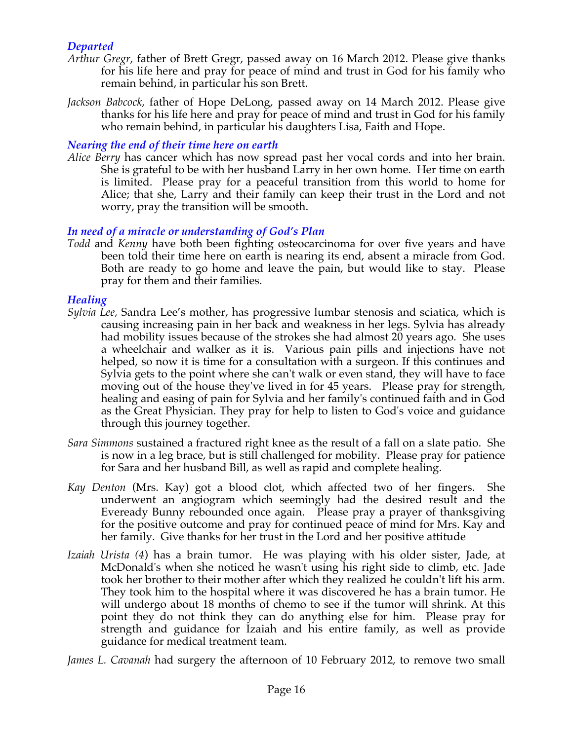### *Departed*

*Arthur Gregr*, father of Brett Gregr, passed away on 16 March 2012. Please give thanks for his life here and pray for peace of mind and trust in God for his family who remain behind, in particular his son Brett.

*Jackson Babcock*, father of Hope DeLong, passed away on 14 March 2012. Please give thanks for his life here and pray for peace of mind and trust in God for his family who remain behind, in particular his daughters Lisa, Faith and Hope.

### *Nearing the end of their time here on earth*

*Alice Berry* has cancer which has now spread past her vocal cords and into her brain. She is grateful to be with her husband Larry in her own home. Her time on earth is limited. Please pray for a peaceful transition from this world to home for Alice; that she, Larry and their family can keep their trust in the Lord and not worry, pray the transition will be smooth.

### *In need of a miracle or understanding of God's Plan*

*Todd* and *Kenny* have both been fighting osteocarcinoma for over five years and have been told their time here on earth is nearing its end, absent a miracle from God. Both are ready to go home and leave the pain, but would like to stay. Please pray for them and their families.

### *Healing*

*Sylvia Lee,* Sandra Lee's mother, has progressive lumbar stenosis and sciatica, which is causing increasing pain in her back and weakness in her legs. Sylvia has already had mobility issues because of the strokes she had almost 20 years ago. She uses a wheelchair and walker as it is. Various pain pills and injections have not helped, so now it is time for a consultation with a surgeon. If this continues and Sylvia gets to the point where she can't walk or even stand, they will have to face moving out of the house they've lived in for 45 years. Please pray for strength, healing and easing of pain for Sylvia and her family's continued faith and in God as the Great Physician. They pray for help to listen to God's voice and guidance through this journey together.

*Sara Simmons* sustained a fractured right knee as the result of a fall on a slate patio. She is now in a leg brace, but is still challenged for mobility. Please pray for patience for Sara and her husband Bill, as well as rapid and complete healing.

*Kay Denton* (Mrs. Kay) got a blood clot, which affected two of her fingers. She underwent an angiogram which seemingly had the desired result and the Eveready Bunny rebounded once again. Please pray a prayer of thanksgiving for the positive outcome and pray for continued peace of mind for Mrs. Kay and her family. Give thanks for her trust in the Lord and her positive attitude

*Izaiah Urista (4*) has a brain tumor. He was playing with his older sister, Jade, at McDonald's when she noticed he wasn't using his right side to climb, etc. Jade took her brother to their mother after which they realized he couldn't lift his arm. They took him to the hospital where it was discovered he has a brain tumor. He will undergo about 18 months of chemo to see if the tumor will shrink. At this point they do not think they can do anything else for him. Please pray for strength and guidance for Izaiah and his entire family, as well as provide guidance for medical treatment team.

*James L. Cavanah* had surgery the afternoon of 10 February 2012, to remove two small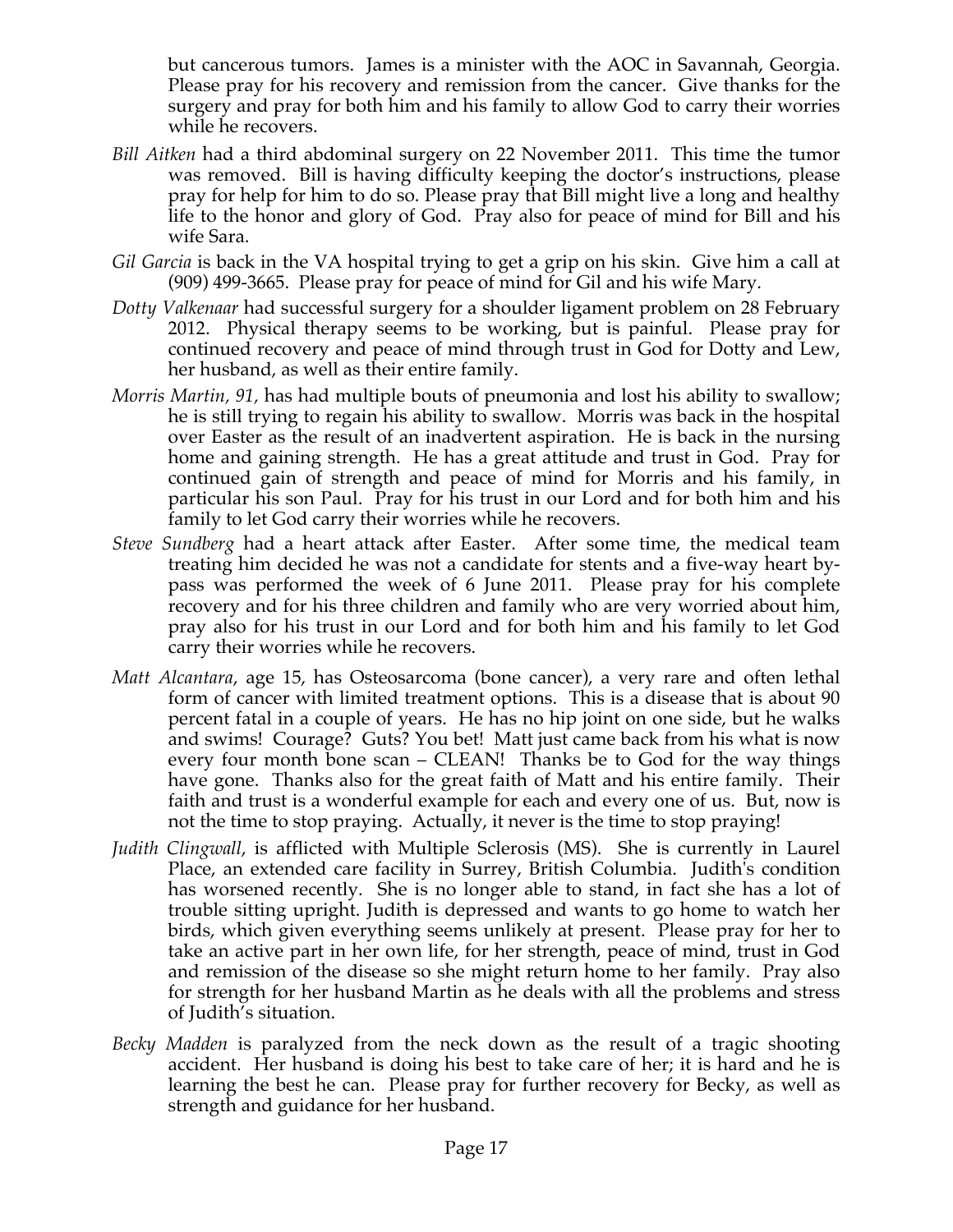but cancerous tumors. James is a minister with the AOC in Savannah, Georgia. Please pray for his recovery and remission from the cancer. Give thanks for the surgery and pray for both him and his family to allow God to carry their worries while he recovers.

- *Bill Aitken* had a third abdominal surgery on 22 November 2011. This time the tumor was removed. Bill is having difficulty keeping the doctor's instructions, please pray for help for him to do so. Please pray that Bill might live a long and healthy life to the honor and glory of God. Pray also for peace of mind for Bill and his wife Sara.
- *Gil Garcia* is back in the VA hospital trying to get a grip on his skin. Give him a call at (909) 499-3665. Please pray for peace of mind for Gil and his wife Mary.
- *Dotty Valkenaar* had successful surgery for a shoulder ligament problem on 28 February 2012. Physical therapy seems to be working, but is painful. Please pray for continued recovery and peace of mind through trust in God for Dotty and Lew, her husband, as well as their entire family.
- *Morris Martin, 91,* has had multiple bouts of pneumonia and lost his ability to swallow; he is still trying to regain his ability to swallow. Morris was back in the hospital over Easter as the result of an inadvertent aspiration. He is back in the nursing home and gaining strength. He has a great attitude and trust in God. Pray for continued gain of strength and peace of mind for Morris and his family, in particular his son Paul. Pray for his trust in our Lord and for both him and his family to let God carry their worries while he recovers.
- *Steve Sundberg* had a heart attack after Easter. After some time, the medical team treating him decided he was not a candidate for stents and a five-way heart by-pass was performed the week of 6 June 2011. Please pray for his complete recovery and for his three children and family who are very worried about him, pray also for his trust in our Lord and for both him and his family to let God carry their worries while he recovers.
- *Matt Alcantara*, age 15, has Osteosarcoma (bone cancer), a very rare and often lethal form of cancer with limited treatment options. This is a disease that is about 90 percent fatal in a couple of years. He has no hip joint on one side, but he walks and swims! Courage? Guts? You bet! Matt just came back from his what is now every four month bone scan – CLEAN! Thanks be to God for the way things have gone. Thanks also for the great faith of Matt and his entire family. Their faith and trust is a wonderful example for each and every one of us. But, now is not the time to stop praying. Actually, it never is the time to stop praying!
- *Judith Clingwall*, is afflicted with Multiple Sclerosis (MS). She is currently in Laurel Place, an extended care facility in Surrey, British Columbia. Judith's condition has worsened recently. She is no longer able to stand, in fact she has a lot of trouble sitting upright. Judith is depressed and wants to go home to watch her birds, which given everything seems unlikely at present. Please pray for her to take an active part in her own life, for her strength, peace of mind, trust in God and remission of the disease so she might return home to her family. Pray also for strength for her husband Martin as he deals with all the problems and stress of Judith's situation.
- *Becky Madden* is paralyzed from the neck down as the result of a tragic shooting accident. Her husband is doing his best to take care of her; it is hard and he is learning the best he can. Please pray for further recovery for Becky, as well as strength and guidance for her husband.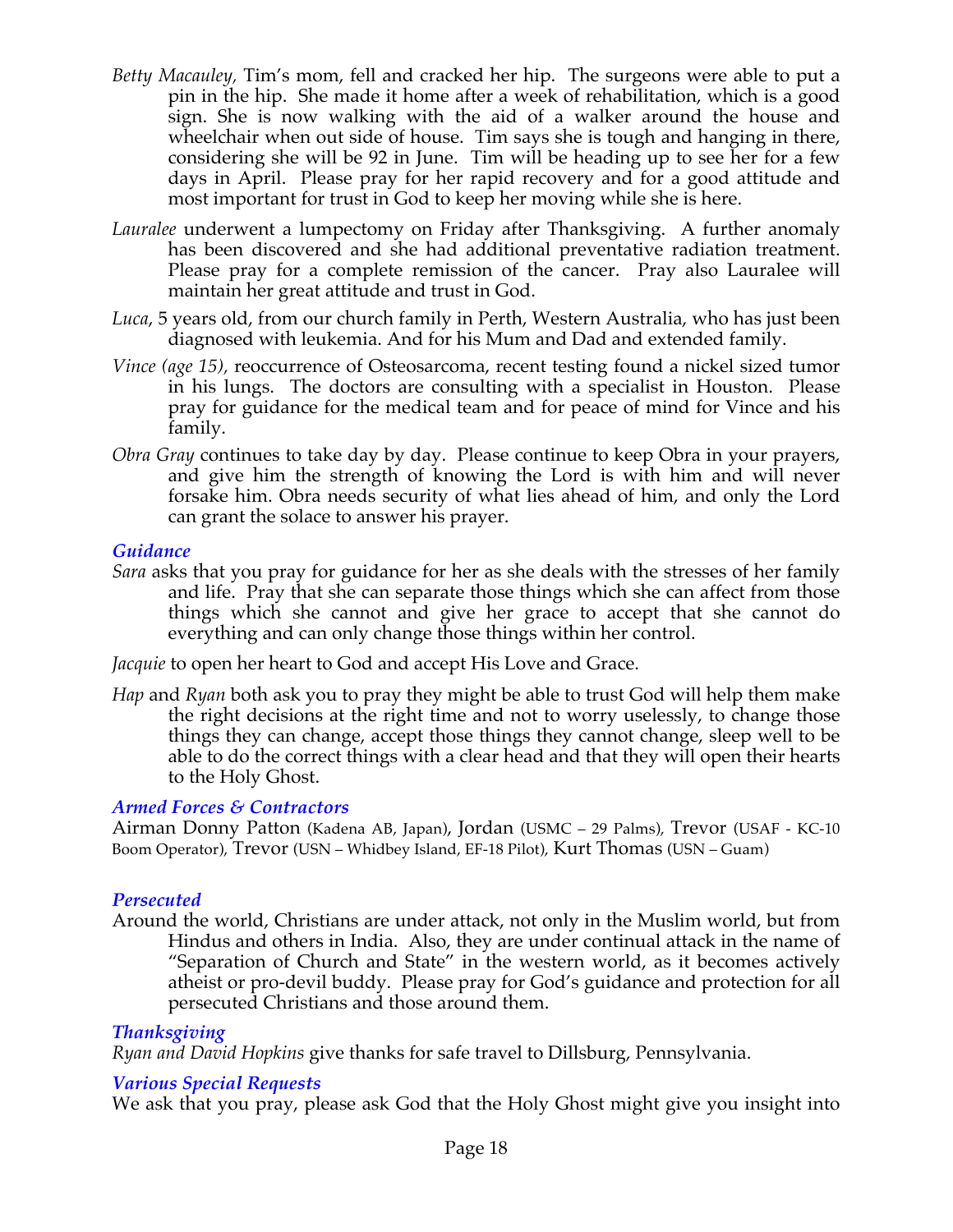*Betty Macauley,* Tim's mom, fell and cracked her hip. The surgeons were able to put a pin in the hip. She made it home after a week of rehabilitation, which is a good sign. She is now walking with the aid of a walker around the house and wheelchair when out side of house. Tim says she is tough and hanging in there, considering she will be 92 in June. Tim will be heading up to see her for a few days in April. Please pray for her rapid recovery and for a good attitude and most important for trust in God to keep her moving while she is here.

*Lauralee* underwent a lumpectomy on Friday after Thanksgiving. A further anomaly has been discovered and she had additional preventative radiation treatment. Please pray for a complete remission of the cancer. Pray also Lauralee will maintain her great attitude and trust in God.

*Luca*, 5 years old, from our church family in Perth, Western Australia, who has just been diagnosed with leukemia. And for his Mum and Dad and extended family.

*Vince (age 15),* reoccurrence of Osteosarcoma, recent testing found a nickel sized tumor in his lungs. The doctors are consulting with a specialist in Houston. Please pray for guidance for the medical team and for peace of mind for Vince and his family.

*Obra Gray* continues to take day by day. Please continue to keep Obra in your prayers, and give him the strength of knowing the Lord is with him and will never forsake him. Obra needs security of what lies ahead of him, and only the Lord can grant the solace to answer his prayer.

### *Guidance*

*Sara* asks that you pray for guidance for her as she deals with the stresses of her family and life. Pray that she can separate those things which she can affect from those things which she cannot and give her grace to accept that she cannot do everything and can only change those things within her control.

*Jacquie* to open her heart to God and accept His Love and Grace.

*Hap* and *Ryan* both ask you to pray they might be able to trust God will help them make the right decisions at the right time and not to worry uselessly, to change those things they can change, accept those things they cannot change, sleep well to be able to do the correct things with a clear head and that they will open their hearts to the Holy Ghost.

### *Armed Forces & Contractors*

Airman Donny Patton (Kadena AB, Japan), Jordan (USMC – 29 Palms), Trevor (USAF - KC-10 Boom Operator), Trevor (USN – Whidbey Island, EF-18 Pilot), Kurt Thomas (USN – Guam)

### *Persecuted*

Around the world, Christians are under attack, not only in the Muslim world, but from Hindus and others in India. Also, they are under continual attack in the name of "Separation of Church and State" in the western world, as it becomes actively atheist or pro-devil buddy. Please pray for God's guidance and protection for all persecuted Christians and those around them.

### *Thanksgiving*

*Ryan and David Hopkins* give thanks for safe travel to Dillsburg, Pennsylvania.

### *Various Special Requests*

We ask that you pray, please ask God that the Holy Ghost might give you insight into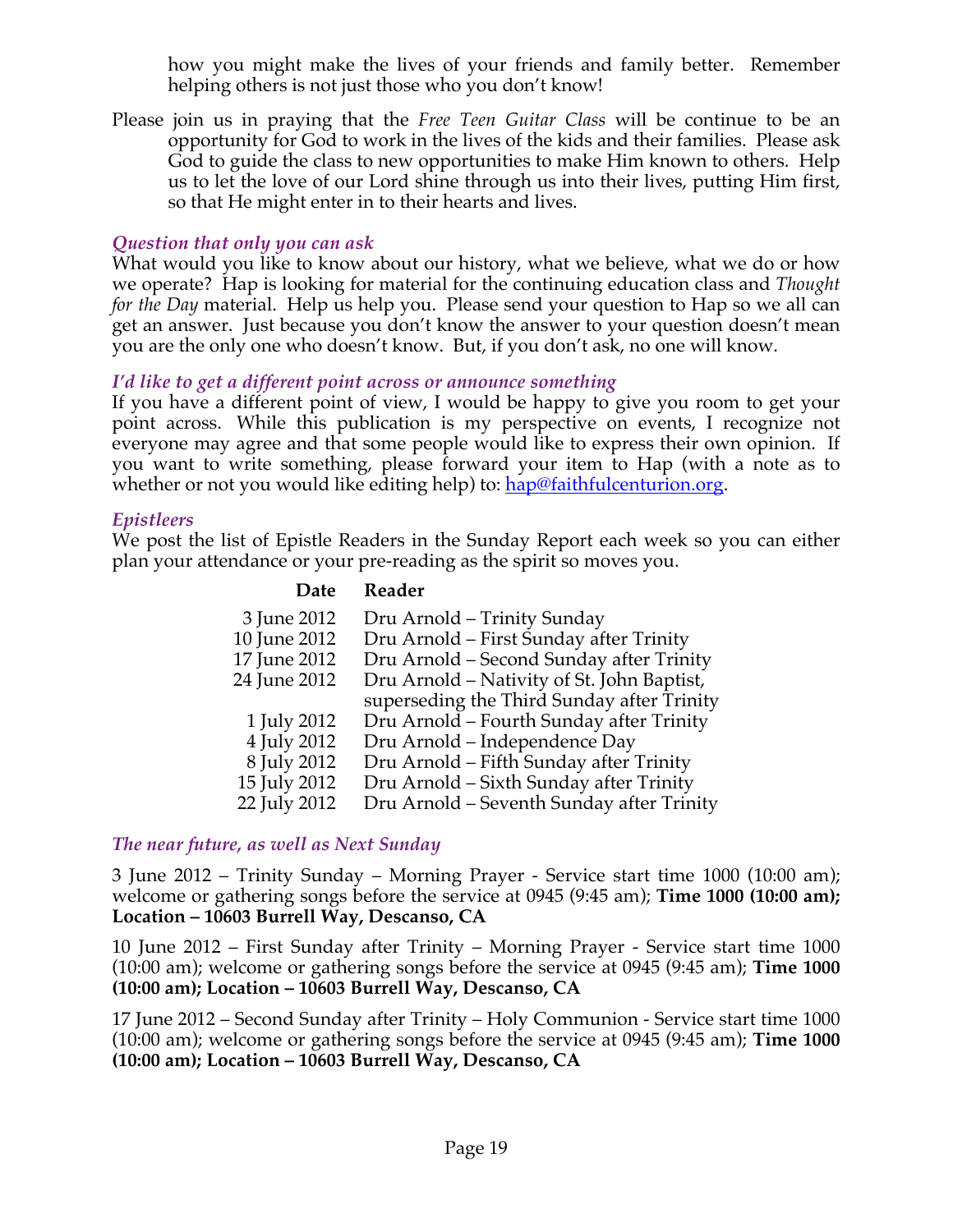how you might make the lives of your friends and family better. Remember helping others is not just those who you don't know!

Please join us in praying that the *Free Teen Guitar Class* will be continue to be an opportunity for God to work in the lives of the kids and their families. Please ask God to guide the class to new opportunities to make Him known to others. Help us to let the love of our Lord shine through us into their lives, putting Him first, so that He might enter in to their hearts and lives.

### *Question that only you can ask*

What would you like to know about our history, what we believe, what we do or how we operate? Hap is looking for material for the continuing education class and *Thought for the Day* material. Help us help you. Please send your question to Hap so we all can get an answer. Just because you don't know the answer to your question doesn't mean you are the only one who doesn't know. But, if you don't ask, no one will know.

### *I'd like to get a different point across or announce something*

If you have a different point of view, I would be happy to give you room to get your point across. While this publication is my perspective on events, I recognize not everyone may agree and that some people would like to express their own opinion. If you want to write something, please forward your item to Hap (with a note as to whether or not you would like editing help) to: hap@faithfulcenturion.org.

### *Epistleers*

We post the list of Epistle Readers in the Sunday Report each week so you can either plan your attendance or your pre-reading as the spirit so moves you.

| Date | Reader |
|---|---|
| 3 June 2012 | Dru Arnold – Trinity Sunday |
| 10 June 2012 | Dru Arnold – First Sunday after Trinity |
| 17 June 2012 | Dru Arnold – Second Sunday after Trinity |
| 24 June 2012 | Dru Arnold – Nativity of St. John Baptist, superseding the Third Sunday after Trinity |
| 1 July 2012 | Dru Arnold – Fourth Sunday after Trinity |
| 4 July 2012 | Dru Arnold – Independence Day |
| 8 July 2012 | Dru Arnold – Fifth Sunday after Trinity |
| 15 July 2012 | Dru Arnold – Sixth Sunday after Trinity |
| 22 July 2012 | Dru Arnold – Seventh Sunday after Trinity |

### *The near future, as well as Next Sunday*

3 June 2012 – Trinity Sunday – Morning Prayer - Service start time 1000 (10:00 am); welcome or gathering songs before the service at 0945 (9:45 am); **Time 1000 (10:00 am); Location – 10603 Burrell Way, Descanso, CA**

10 June 2012 – First Sunday after Trinity – Morning Prayer - Service start time 1000 (10:00 am); welcome or gathering songs before the service at 0945 (9:45 am); **Time 1000 (10:00 am); Location – 10603 Burrell Way, Descanso, CA**

17 June 2012 – Second Sunday after Trinity – Holy Communion - Service start time 1000 (10:00 am); welcome or gathering songs before the service at 0945 (9:45 am); **Time 1000 (10:00 am); Location – 10603 Burrell Way, Descanso, CA**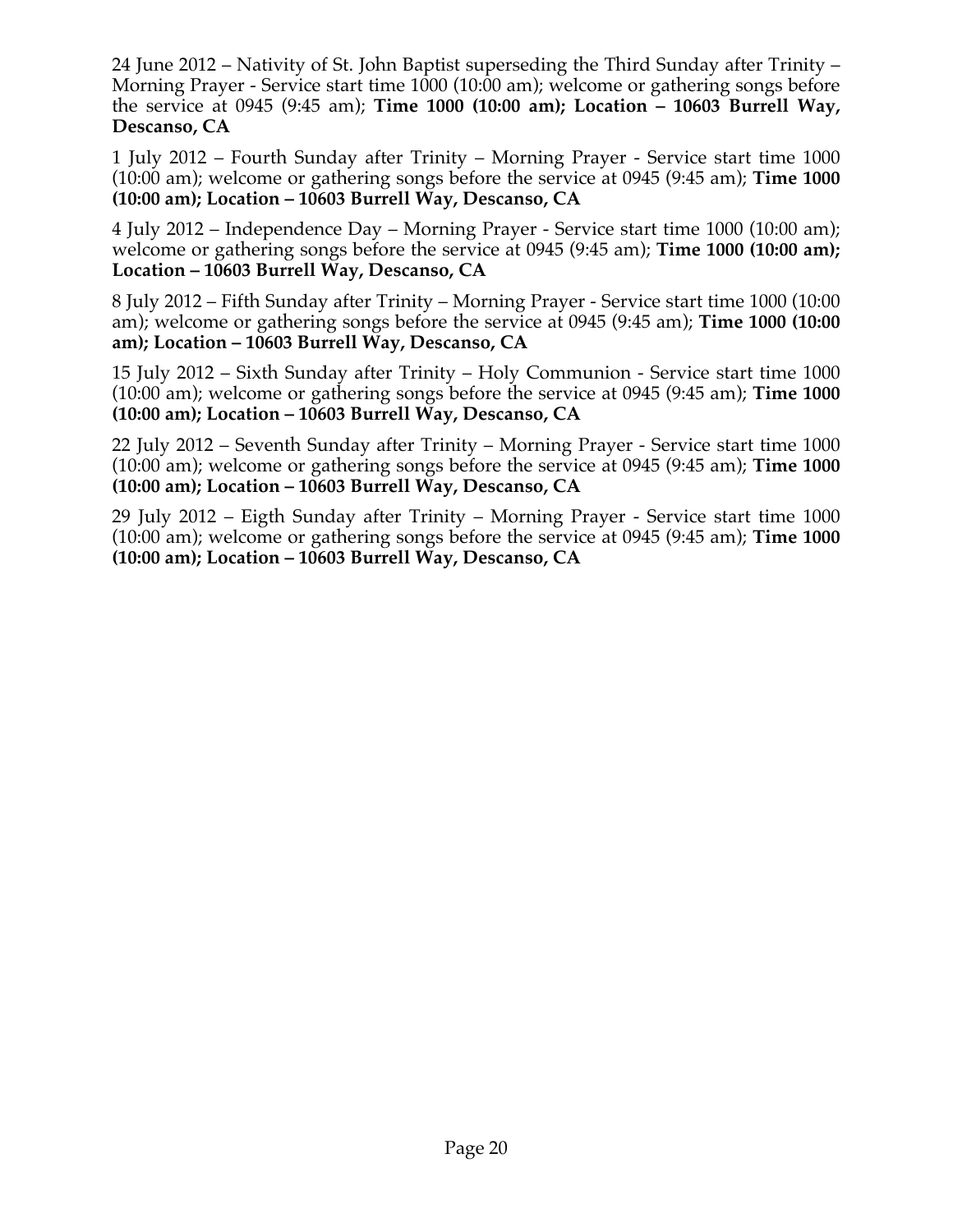24 June 2012 – Nativity of St. John Baptist superseding the Third Sunday after Trinity – Morning Prayer - Service start time 1000 (10:00 am); welcome or gathering songs before the service at 0945 (9:45 am); **Time 1000 (10:00 am); Location – 10603 Burrell Way, Descanso, CA**

1 July 2012 – Fourth Sunday after Trinity – Morning Prayer - Service start time 1000 (10:00 am); welcome or gathering songs before the service at 0945 (9:45 am); **Time 1000 (10:00 am); Location – 10603 Burrell Way, Descanso, CA**

4 July 2012 – Independence Day – Morning Prayer - Service start time 1000 (10:00 am); welcome or gathering songs before the service at 0945 (9:45 am); **Time 1000 (10:00 am); Location – 10603 Burrell Way, Descanso, CA**

8 July 2012 – Fifth Sunday after Trinity – Morning Prayer - Service start time 1000 (10:00 am); welcome or gathering songs before the service at 0945 (9:45 am); **Time 1000 (10:00 am); Location – 10603 Burrell Way, Descanso, CA**

15 July 2012 – Sixth Sunday after Trinity – Holy Communion - Service start time 1000 (10:00 am); welcome or gathering songs before the service at 0945 (9:45 am); **Time 1000 (10:00 am); Location – 10603 Burrell Way, Descanso, CA**

22 July 2012 – Seventh Sunday after Trinity – Morning Prayer - Service start time 1000 (10:00 am); welcome or gathering songs before the service at 0945 (9:45 am); **Time 1000 (10:00 am); Location – 10603 Burrell Way, Descanso, CA**

29 July 2012 – Eigth Sunday after Trinity – Morning Prayer - Service start time 1000 (10:00 am); welcome or gathering songs before the service at 0945 (9:45 am); **Time 1000 (10:00 am); Location – 10603 Burrell Way, Descanso, CA**